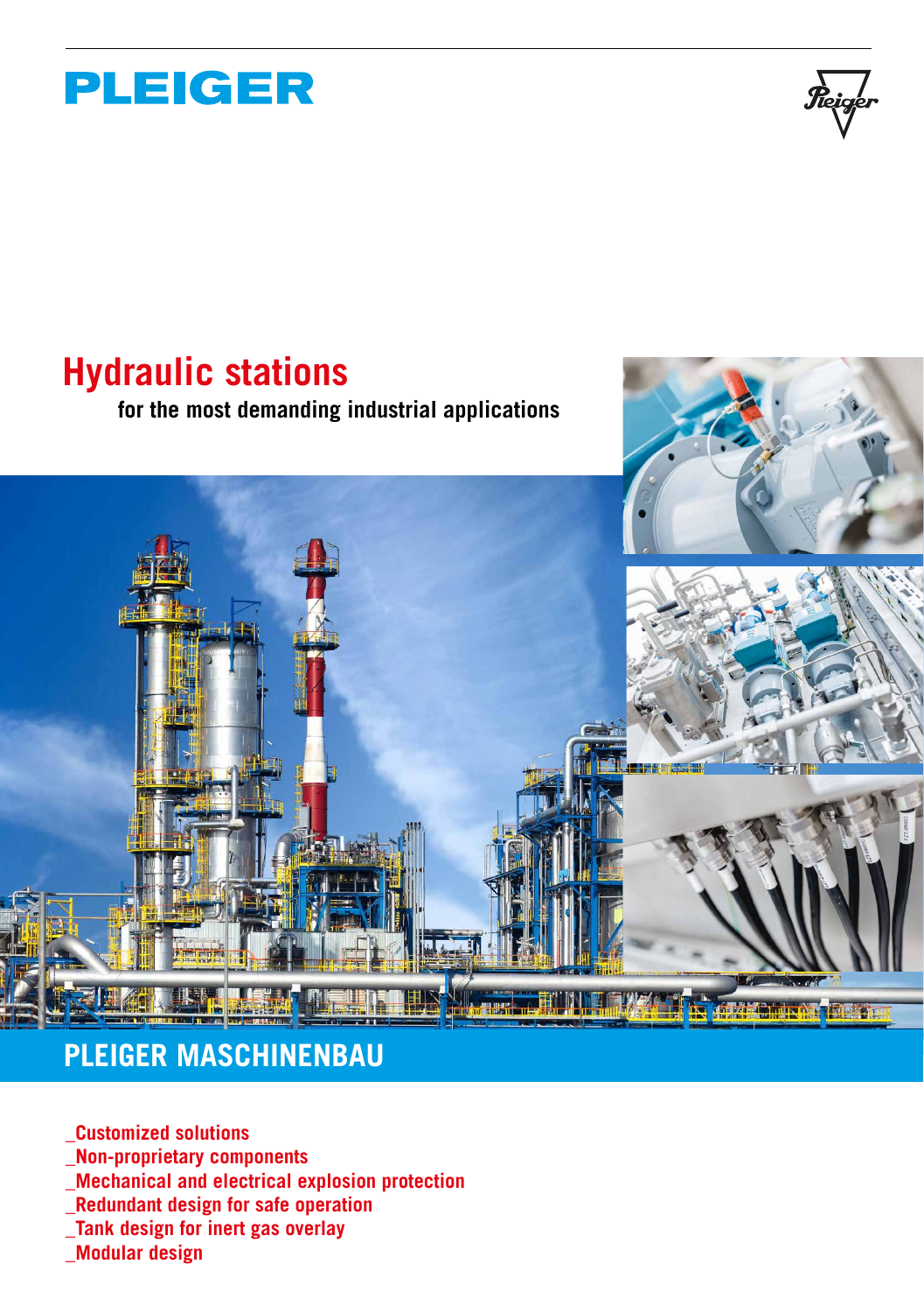# PLEIGER

# Hydraulic stations

**for the most demanding industrial applications**

## PLEIGER MASCHINENBAU

_Customized solutions
_Non-proprietary components
_Mechanical and electrical explosion protection
_Redundant design for safe operation
_Tank design for inert gas overlay
_Modular design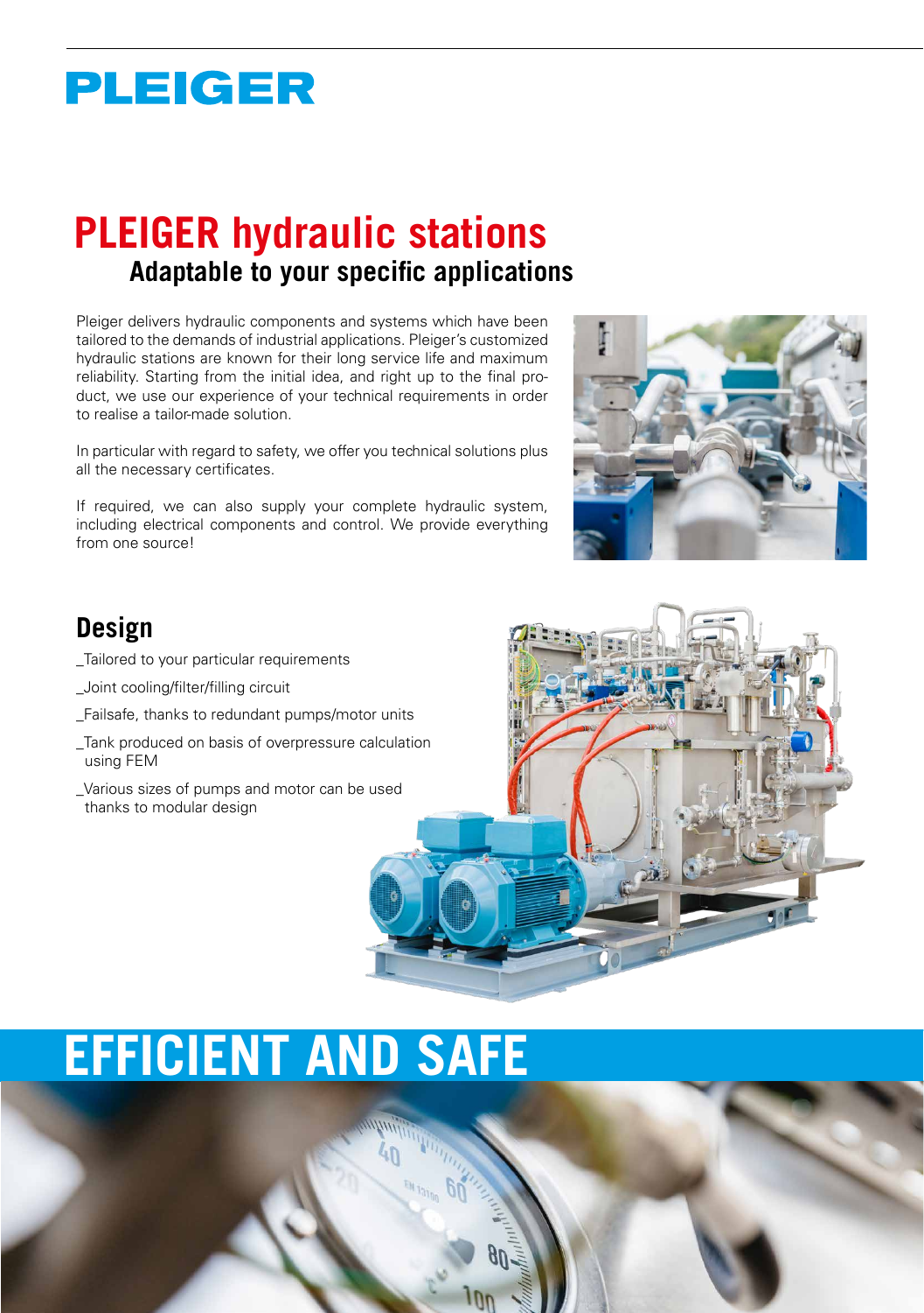# PLEIGER hydraulic stations

## Adaptable to your specific applications

Pleiger delivers hydraulic components and systems which have been tailored to the demands of industrial applications. Pleiger's customized hydraulic stations are known for their long service life and maximum reliability. Starting from the initial idea, and right up to the final product, we use our experience of your technical requirements in order to realise a tailor-made solution.

In particular with regard to safety, we offer you technical solutions plus all the necessary certificates.

If required, we can also supply your complete hydraulic system, including electrical components and control. We provide everything from one source!

## Design

_Tailored to your particular requirements

_Joint cooling/filter/filling circuit

_Failsafe, thanks to redundant pumps/motor units

_Tank produced on basis of overpressure calculation using FEM

_Various sizes of pumps and motor can be used thanks to modular design

# EFFICIENT AND SAFE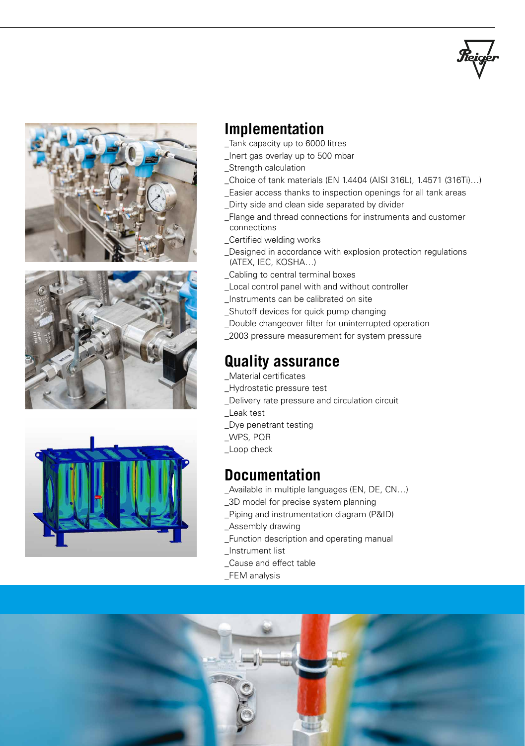## Implementation

_Tank capacity up to 6000 litres
_Inert gas overlay up to 500 mbar
_Strength calculation
_Choice of tank materials (EN 1.4404 (AISI 316L), 1.4571 (316Ti)…)
_Easier access thanks to inspection openings for all tank areas
_Dirty side and clean side separated by divider
_Flange and thread connections for instruments and customer connections
_Certified welding works
_Designed in accordance with explosion protection regulations (ATEX, IEC, KOSHA…)
_Cabling to central terminal boxes
_Local control panel with and without controller
_Instruments can be calibrated on site
_Shutoff devices for quick pump changing
_Double changeover filter for uninterrupted operation
_2003 pressure measurement for system pressure

## Quality assurance

_Material certificates
_Hydrostatic pressure test
_Delivery rate pressure and circulation circuit
_Leak test
_Dye penetrant testing
_WPS, PQR
_Loop check

## Documentation

_Available in multiple languages (EN, DE, CN…)
_3D model for precise system planning
_Piping and instrumentation diagram (P&ID)
_Assembly drawing
_Function description and operating manual
_Instrument list
_Cause and effect table
_FEM analysis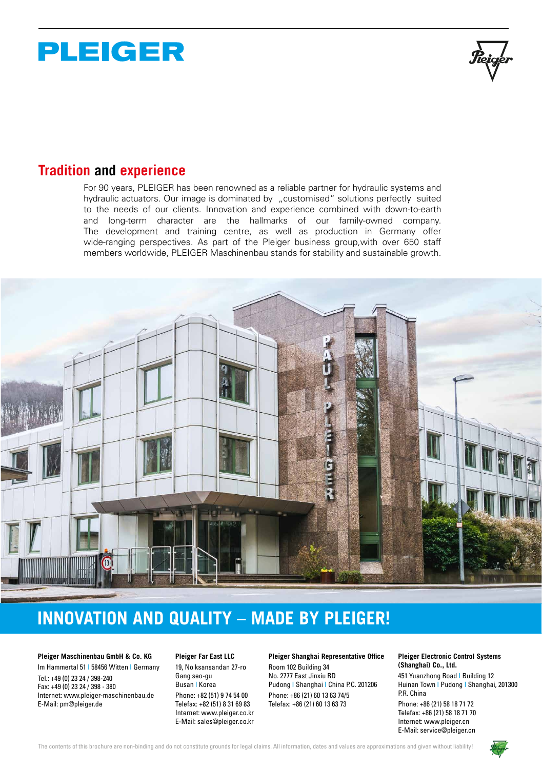# PLEIGER

## Tradition and experience

For 90 years, PLEIGER has been renowned as a reliable partner for hydraulic systems and hydraulic actuators. Our image is dominated by „customised" solutions perfectly suited to the needs of our clients. Innovation and experience combined with down-to-earth and long-term character are the hallmarks of our family-owned company. The development and training centre, as well as production in Germany offer wide-ranging perspectives. As part of the Pleiger business group,with over 650 staff members worldwide, PLEIGER Maschinenbau stands for stability and sustainable growth.

## INNOVATION AND QUALITY – MADE BY PLEIGER!

**Pleiger Maschinenbau GmbH & Co. KG**
Im Hammertal 51 | 58456 Witten | Germany
Tel.: +49 (0) 23 24 / 398-240
Fax: +49 (0) 23 24 / 398 - 380
Internet: www.pleiger-maschinenbau.de
E-Mail: pm@pleiger.de

**Pleiger Far East LLC**
19, No ksansandan 27-ro
Gang seo-gu
Busan | Korea
Phone: +82 (51) 9 74 54 00
Telefax: +82 (51) 8 31 69 83
Internet: www.pleiger.co.kr
E-Mail: sales@pleiger.co.kr

**Pleiger Shanghai Representative Office**
Room 102 Building 34
No. 2777 East Jinxiu RD
Pudong | Shanghai | China P.C. 201206
Phone: +86 (21) 60 13 63 74/5
Telefax: +86 (21) 60 13 63 73

**Pleiger Electronic Control Systems (Shanghai) Co., Ltd.**
451 Yuanzhong Road | Building 12
Huinan Town | Pudong | Shanghai, 201300
P.R. China
Phone: +86 (21) 58 18 71 72
Telefax: +86 (21) 58 18 71 70
Internet: www.pleiger.cn
E-Mail: service@pleiger.cn

The contents of this brochure are non-binding and do not constitute grounds for legal claims. All information, dates and values are approximations and given without liability!